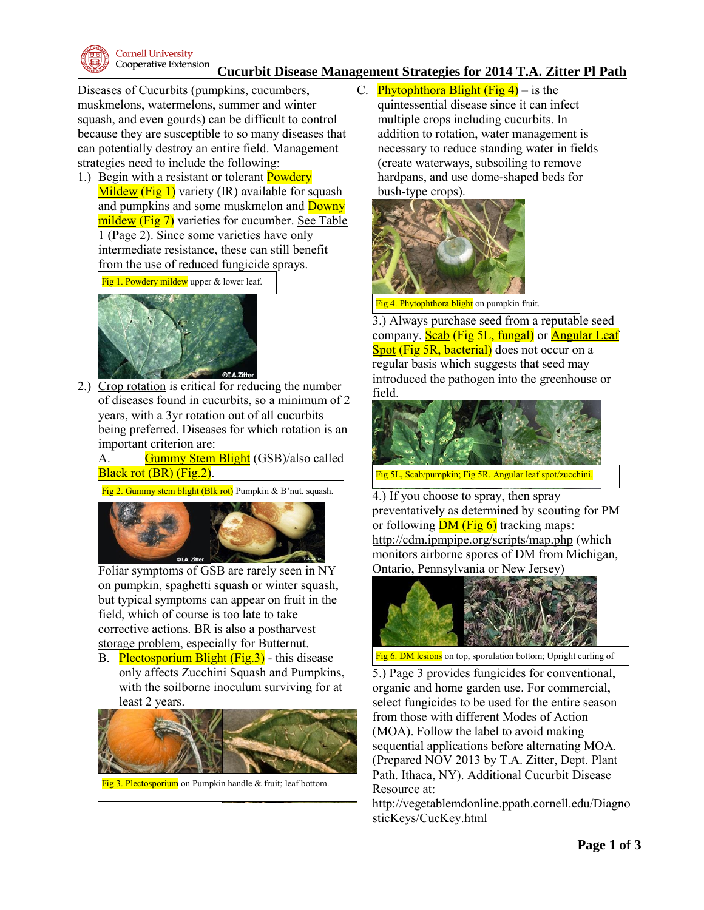Cornell University Cooperative Extension

# Cucurbit Disease Management Strategies for 2014 T.A. Zitter Pl Path

Diseases of Cucurbits (pumpkins, cucumbers, muskmelons, watermelons, summer and winter squash, and even gourds) can be difficult to control because they are susceptible to so many diseases that can potentially destroy an entire field. Management strategies need to include the following:

1.) Begin with a resistant or tolerant Powdery Mildew (Fig 1) variety (IR) available for squash and pumpkins and some muskmelon and Downy mildew (Fig 7) varieties for cucumber. See Table 1 (Page 2). Since some varieties have only intermediate resistance, these can still benefit from the use of reduced fungicide sprays.

Fig 1. Powdery mildew upper & lower leaf.

2.) Crop rotation is critical for reducing the number of diseases found in cucurbits, so a minimum of 2 years, with a 3yr rotation out of all cucurbits being preferred. Diseases for which rotation is an important criterion are:

A. Gummy Stem Blight (GSB)/also called Black rot (BR) (Fig.2).

Fig 2. Gummy stem blight (Blk rot) Pumpkin & B'nut. squash.

Foliar symptoms of GSB are rarely seen in NY on pumpkin, spaghetti squash or winter squash, but typical symptoms can appear on fruit in the field, which of course is too late to take corrective actions. BR is also a postharvest storage problem, especially for Butternut.

B. Plectosporium Blight (Fig.3) - this disease only affects Zucchini Squash and Pumpkins, with the soilborne inoculum surviving for at least 2 years.

Fig 3. Plectosporium on Pumpkin handle & fruit; leaf bottom.

C. Phytophthora Blight (Fig 4) – is the quintessential disease since it can infect multiple crops including cucurbits. In addition to rotation, water management is necessary to reduce standing water in fields (create waterways, subsoiling to remove hardpans, and use dome-shaped beds for bush-type crops).

Fig 4. Phytophthora blight on pumpkin fruit.

3.) Always purchase seed from a reputable seed company. Scab (Fig 5L, fungal) or Angular Leaf Spot (Fig 5R, bacterial) does not occur on a regular basis which suggests that seed may introduced the pathogen into the greenhouse or field.

Fig 5L, Scab/pumpkin; Fig 5R. Angular leaf spot/zucchini.

4.) If you choose to spray, then spray preventatively as determined by scouting for PM or following DM (Fig 6) tracking maps: http://cdm.ipmpipe.org/scripts/map.php (which monitors airborne spores of DM from Michigan, Ontario, Pennsylvania or New Jersey)

Fig 6. DM lesions on top, sporulation bottom; Upright curling of

5.) Page 3 provides fungicides for conventional, organic and home garden use. For commercial, select fungicides to be used for the entire season from those with different Modes of Action (MOA). Follow the label to avoid making sequential applications before alternating MOA. (Prepared NOV 2013 by T.A. Zitter, Dept. Plant Path. Ithaca, NY). Additional Cucurbit Disease Resource at: http://vegetablemdonline.ppath.cornell.edu/DiagnosticKeys/CucKey.html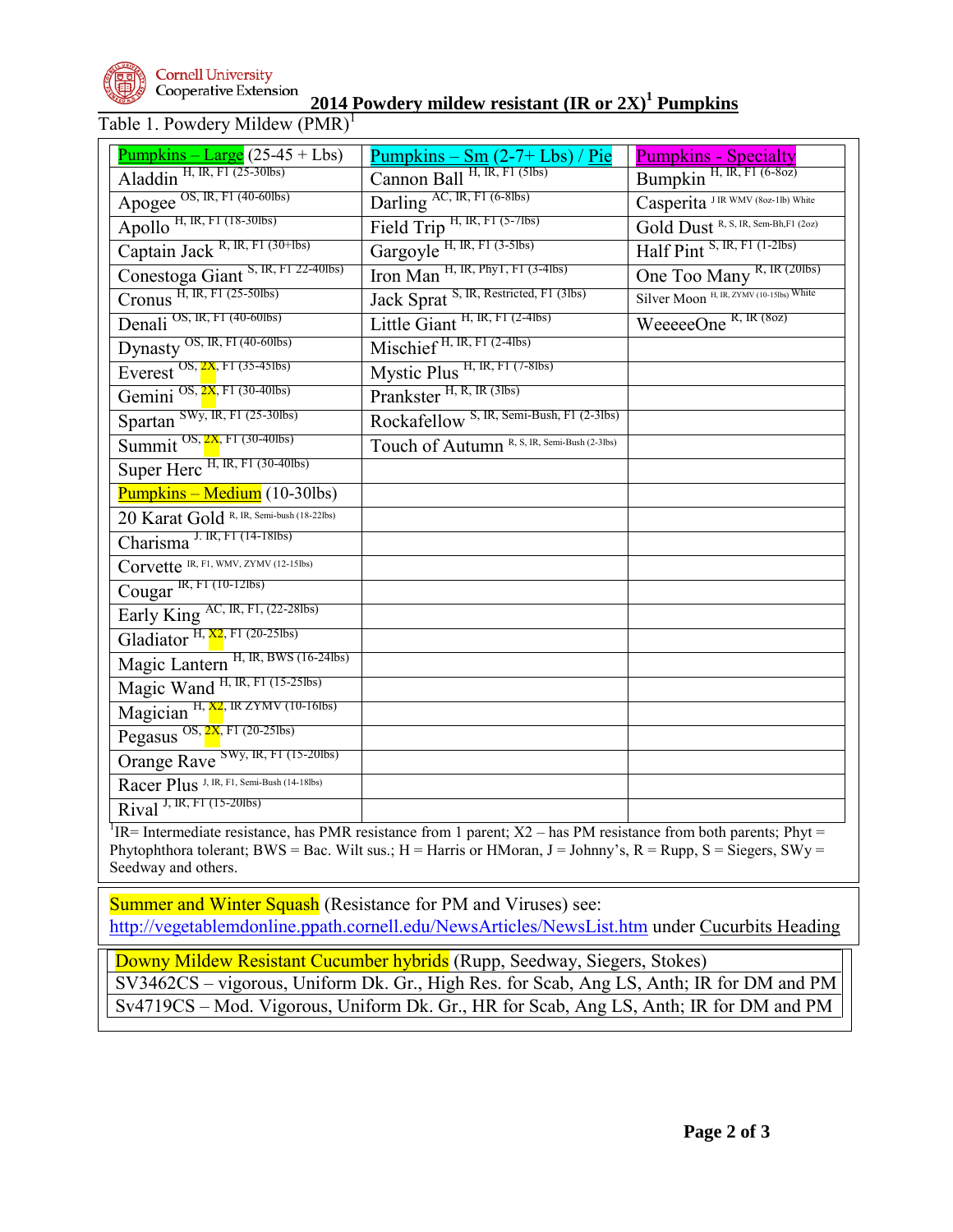# 2014 Powdery mildew resistant (IR or 2X)[1] Pumpkins

Table 1. Powdery Mildew (PMR)[1]

| Pumpkins – Large (25-45 + Lbs) | Pumpkins – Sm (2-7+ Lbs) / Pie | Pumpkins - Specialty |
|---|---|---|
| Aladdin H, IR, F1 (25-30lbs) | Cannon Ball H, IR, F1 (5lbs) | Bumpkin H, IR, F1 (6-8oz) |
| Apogee OS, IR, F1 (40-60lbs) | Darling AC, IR, F1 (6-8lbs) | Casperita J IR WMV (8oz-1lb) White |
| Apollo H, IR, F1 (18-30lbs) | Field Trip H, IR, F1 (5-7lbs) | Gold Dust R, S, IR, Sem-Bh,F1 (2oz) |
| Captain Jack R, IR, F1 (30+lbs) | Gargoyle H, IR, F1 (3-5lbs) | Half Pint S, IR, F1 (1-2lbs) |
| Conestoga Giant S, IR, F1 22-40lbs) | Iron Man H, IR, PhyT, F1 (3-4lbs) | One Too Many R, IR (20lbs) |
| Cronus H, IR, F1 (25-50lbs) | Jack Sprat S, IR, Restricted, F1 (3lbs) | Silver Moon H, IR, ZYMV (10-15lbs) White |
| Denali OS, IR, F1 (40-60lbs) | Little Giant H, IR, F1 (2-4lbs) | WeeeeeOne R, IR (8oz) |
| Dynasty OS, IR, FI (40-60lbs) | Mischief H, IR, F1 (2-4lbs) | |
| Everest OS, 2X, F1 (35-45lbs) | Mystic Plus H, IR, F1 (7-8lbs) | |
| Gemini OS, 2X, F1 (30-40lbs) | Prankster H, R, IR (3lbs) | |
| Spartan SWy, IR, F1 (25-30lbs) | Rockafellow S, IR, Semi-Bush, F1 (2-3lbs) | |
| Summit OS, 2X, F1 (30-40lbs) | Touch of Autumn R, S, IR, Semi-Bush (2-3lbs) | |
| Super Herc H, IR, F1 (30-40lbs) | | |
| Pumpkins – Medium (10-30lbs) | | |
| 20 Karat Gold R, IR, Semi-bush (18-22lbs) | | |
| Charisma J. IR, F1 (14-18lbs) | | |
| Corvette IR, F1, WMV, ZYMV (12-15lbs) | | |
| Cougar IR, F1 (10-12lbs) | | |
| Early King AC, IR, F1, (22-28lbs) | | |
| Gladiator H, X2, F1 (20-25lbs) | | |
| Magic Lantern H, IR, BWS (16-24lbs) | | |
| Magic Wand H, IR, F1 (15-25lbs) | | |
| Magician H, X2, IR ZYMV (10-16lbs) | | |
| Pegasus OS, 2X, F1 (20-25lbs) | | |
| Orange Rave SWy, IR, F1 (15-20lbs) | | |
| Racer Plus J, IR, F1, Semi-Bush (14-18lbs) | | |
| Rival J, IR, F1 (15-20lbs) | | |

[1]IR= Intermediate resistance, has PMR resistance from 1 parent; X2 – has PM resistance from both parents; Phyt = Phytophthora tolerant; BWS = Bac. Wilt sus.; H = Harris or HMoran, J = Johnny's, R = Rupp, S = Siegers, SWy = Seedway and others.

Summer and Winter Squash (Resistance for PM and Viruses) see: http://vegetablemdonline.ppath.cornell.edu/NewsArticles/NewsList.htm under Cucurbits Heading

| Downy Mildew Resistant Cucumber hybrids (Rupp, Seedway, Siegers, Stokes) |
|---|
| SV3462CS – vigorous, Uniform Dk. Gr., High Res. for Scab, Ang LS, Anth; IR for DM and PM |
| Sv4719CS – Mod. Vigorous, Uniform Dk. Gr., HR for Scab, Ang LS, Anth; IR for DM and PM |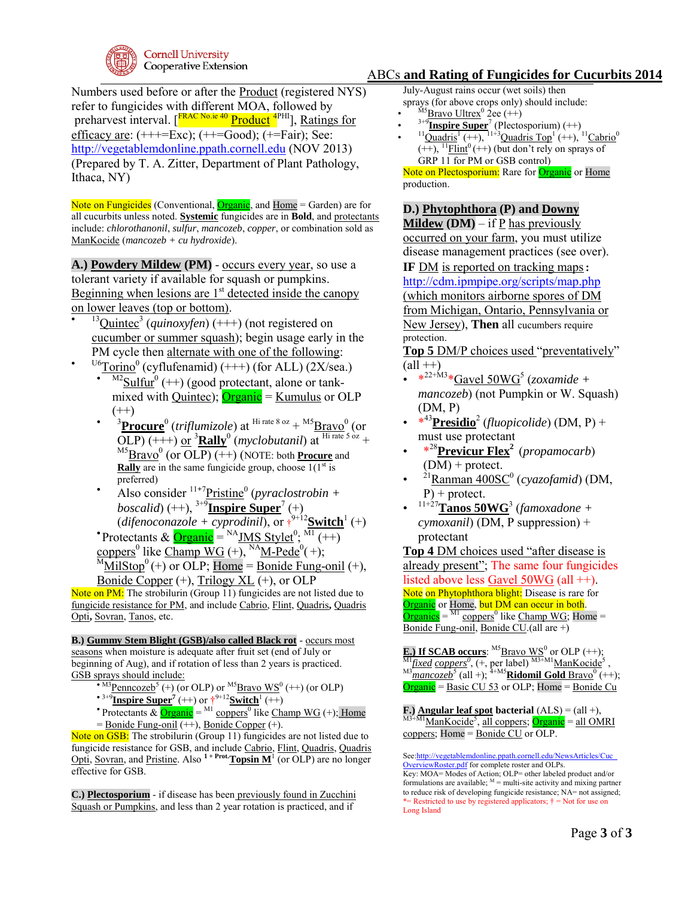# ABCs and Rating of Fungicides for Cucurbits 2014

Numbers used before or after the Product (registered NYS) refer to fungicides with different MOA, followed by preharvest interval. [FRAC No.ie 40 Product 4PHI], Ratings for efficacy are: (+++=Exc); (++=Good); (+=Fair); See: http://vegetablemdonline.ppath.cornell.edu (NOV 2013) (Prepared by T. A. Zitter, Department of Plant Pathology, Ithaca, NY)

Note on Fungicides (Conventional, Organic, and Home = Garden) are for all cucurbits unless noted. **Systemic** fungicides are in **Bold**, and protectants include: *chlorothanonil*, *sulfur*, *mancozeb*, *copper*, or combination sold as ManKocide (*mancozeb + cu hydroxide*).

## A.) Powdery Mildew (PM)

- occurs every year, so use a tolerant variety if available for squash or pumpkins. Beginning when lesions are 1st detected inside the canopy on lower leaves (top or bottom).

- [13]Quintec[3] (*quinoxyfen*) (+++) (not registered on cucumber or summer squash); begin usage early in the PM cycle then alternate with one of the following:
- [U6]Torino[0] (cyflufenamid) (+++) (for ALL) (2X/sea.)
  - [M2]Sulfur[0] (++) (good protectant, alone or tank-mixed with Quintec); Organic = Kumulus or OLP (++)
  - [3]**Procure**[0] (*triflumizole*) at Hi rate 8 oz + [M5]Bravo[0] (or OLP) (+++) or [3]**Rally**[0] (*myclobutanil*) at Hi rate 5 oz + [M5]Bravo[0] (or OLP) (++) (NOTE: both **Procure** and **Rally** are in the same fungicide group, choose 1(1st is preferred)
  - Also consider [11+7]Pristine[0] (*pyraclostrobin + boscalid*) (++), [3+9]**Inspire Super**[7] (+) (*difenoconazole + cyprodinil*), or †[9+12]**Switch**[1] (+)
- Protectants & Organic = [NA]JMS Stylet[0]; [M1] (++) coppers[0] like Champ WG (+), [NA]M-Pede[0](+); [M]MilStop[0] (+) or OLP; Home = Bonide Fung-onil (+), Bonide Copper (+), Trilogy XL (+), or OLP

Note on PM: The strobilurin (Group 11) fungicides are not listed due to fungicide resistance for PM, and include Cabrio, Flint, Quadris, Quadris Opti, Sovran, Tanos, etc.

## B.) Gummy Stem Blight (GSB)/also called Black rot

- occurs most seasons when moisture is adequate after fruit set (end of July or beginning of Aug), and if rotation of less than 2 years is practiced. GSB sprays should include:

- [M3]Penncozeb[5] (+) (or OLP) or [M5]Bravo WS[0] (++) (or OLP)
- [3+9]**Inspire Super**[7] (++) or †[9+12]**Switch**[1] (++)
- Protectants & Organic = [M1] coppers[0] like Champ WG (+); Home = Bonide Fung-onil (++), Bonide Copper (+).

Note on GSB: The strobilurin (Group 11) fungicides are not listed due to fungicide resistance for GSB, and include Cabrio, Flint, Quadris, Quadris Opti, Sovran, and Pristine. Also [1 + Prot.]**Topsin M**[1] (or OLP) are no longer effective for GSB.

## C.) Plectosporium

- if disease has been previously found in Zucchini Squash or Pumpkins, and less than 2 year rotation is practiced, and if July-August rains occur (wet soils) then sprays (for above crops only) should include:

- [M5]Bravo Ultrex[0] 2ee (++)
- [3+9]**Inspire Super**[7] (Plectosporium) (++)
- [11]Quadris[1] (++), [11+3]Quadris Top[1] (++), [11]Cabrio[0] (++), [11]Flint[0] (++) (but don't rely on sprays of GRP 11 for PM or GSB control)

Note on Plectosporium: Rare for Organic or Home production.

## D.) Phytophthora (P) and Downy Mildew (DM)

– if P has previously occurred on your farm, you must utilize disease management practices (see over).

**IF** DM is reported on tracking maps**:** http://cdm.ipmpipe.org/scripts/map.php (which monitors airborne spores of DM from Michigan, Ontario, Pennsylvania or New Jersey), **Then** all cucumbers require protection.

**Top 5** DM/P choices used "preventatively" (all ++)

- *[22+M3]*Gavel 50WG[5] (*zoxamide + mancozeb*) (not Pumpkin or W. Squash) (DM, P)
- *[43]**Presidio**[2] (*fluopicolide*) (DM, P) + must use protectant
- *[28]**Previcur Flex**[2] (*propamocarb*) (DM) + protect.
- [21]Ranman 400SC[0] (*cyazofamid*) (DM, P) + protect.
- [11+27]**Tanos 50WG**[3] (*famoxadone + cymoxanil*) (DM, P suppression) + protectant

**Top 4** DM choices used "after disease is already present"; The same four fungicides listed above less Gavel 50WG (all ++).

Note on Phytophthora blight: Disease is rare for Organic or Home, but DM can occur in both. Organics = [M1] coppers[0] like Champ WG; Home = Bonide Fung-onil, Bonide CU.(all are +)

## E.) If SCAB occurs

[M5]Bravo WS[0] or OLP (++); [M1]*fixed coppers*[0], (+, per label) [M3+M1]ManKocide[5], [M3]*mancozeb*[5] (all +); [4+M5]**Ridomil Gold** Bravo[0] (++); Organic = Basic CU 53 or OLP; Home = Bonide Cu

## F.) Angular leaf spot bacterial

(ALS) = (all +), [M3+M1]ManKocide[5], all coppers; Organic = all OMRI coppers; Home = Bonide CU or OLP.

See: http://vegetablemdonline.ppath.cornell.edu/NewsArticles/Cuc_OverviewRoster.pdf for complete roster and OLPs.

Key: MOA= Modes of Action; OLP= other labeled product and/or formulations are available; [M] = multi-site activity and mixing partner to reduce risk of developing fungicide resistance; NA= not assigned; *= Restricted to use by registered applicators; † = Not for use on Long Island